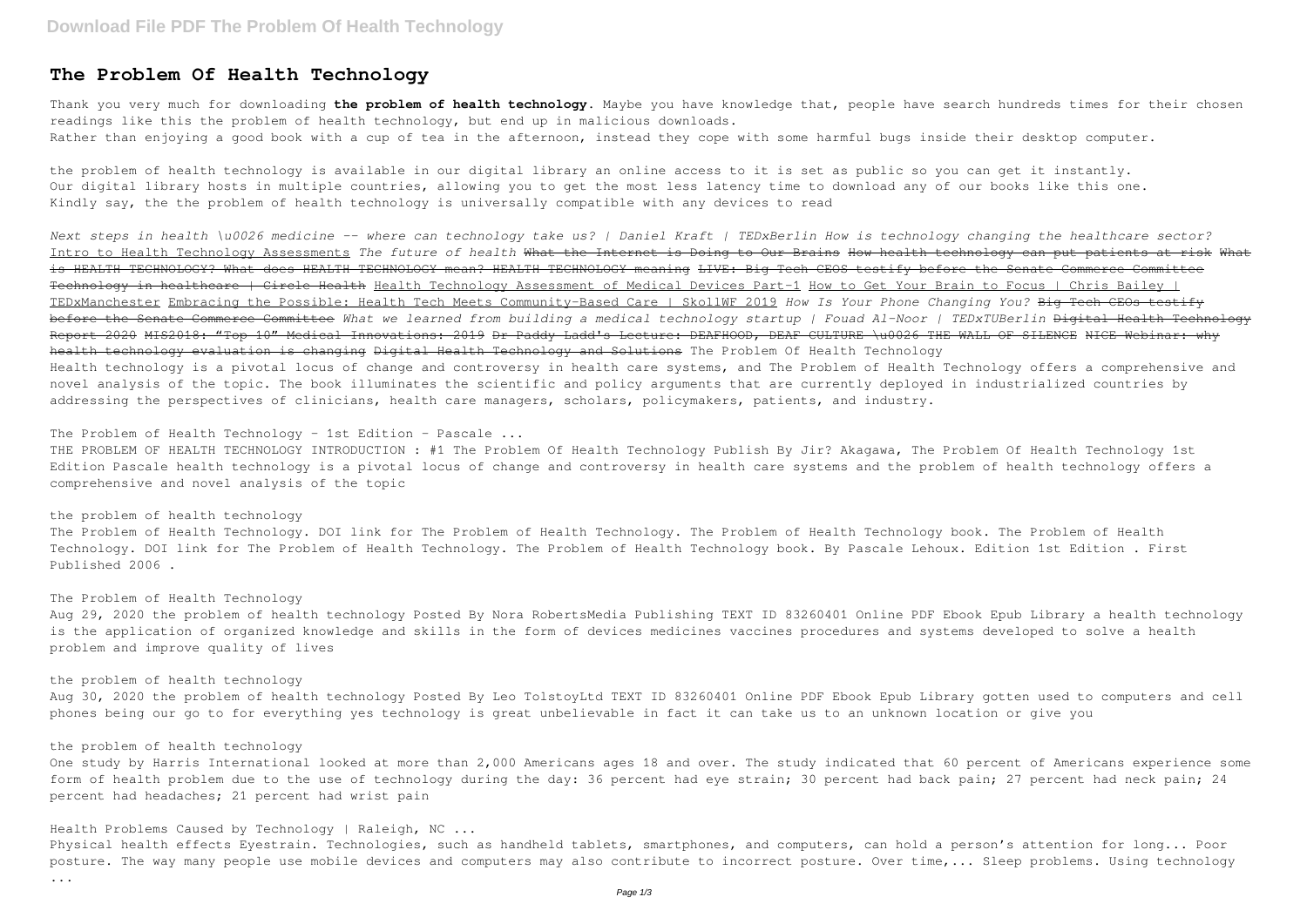# The Problem Of Health Technology

Thank you very much for downloading **the problem of health technology**. Maybe you have knowledge that, people have search hundreds times for their chosen readings like this the problem of health technology, but end up in malicious downloads.
Rather than enjoying a good book with a cup of tea in the afternoon, instead they cope with some harmful bugs inside their desktop computer.

the problem of health technology is available in our digital library an online access to it is set as public so you can get it instantly.
Our digital library hosts in multiple countries, allowing you to get the most less latency time to download any of our books like this one.
Kindly say, the the problem of health technology is universally compatible with any devices to read

*Next steps in health \u0026 medicine -- where can technology take us? | Daniel Kraft | TEDxBerlin How is technology changing the healthcare sector?* Intro to Health Technology Assessments *The future of health* ~~What the Internet is Doing to Our Brains~~ ~~How health technology can put patients at risk~~ ~~What is HEALTH TECHNOLOGY? What does HEALTH TECHNOLOGY mean? HEALTH TECHNOLOGY meaning~~ ~~LIVE: Big Tech CEOS testify before the Senate Commerce Committee~~ ~~Technology in healthcare | Circle Health~~ Health Technology Assessment of Medical Devices Part-1 How to Get Your Brain to Focus | Chris Bailey | TEDxManchester Embracing the Possible: Health Tech Meets Community-Based Care | SkollWF 2019 *How Is Your Phone Changing You?* ~~Big Tech CEOs testify before the Senate Commerce Committee~~ *What we learned from building a medical technology startup | Fouad Al-Noor | TEDxTUBerlin* ~~Digital Health Technology Report 2020~~ ~~MIS2018: "Top 10" Medical Innovations: 2019~~ ~~Dr Paddy Ladd's Lecture: DEAFHOOD, DEAF CULTURE \u0026 THE WALL OF SILENCE~~ ~~NICE Webinar: why health technology evaluation is changing~~ ~~Digital Health Technology and Solutions~~ The Problem Of Health Technology
Health technology is a pivotal locus of change and controversy in health care systems, and The Problem of Health Technology offers a comprehensive and novel analysis of the topic. The book illuminates the scientific and policy arguments that are currently deployed in industrialized countries by addressing the perspectives of clinicians, health care managers, scholars, policymakers, patients, and industry.

The Problem of Health Technology - 1st Edition - Pascale ...
THE PROBLEM OF HEALTH TECHNOLOGY INTRODUCTION : #1 The Problem Of Health Technology Publish By Jir? Akagawa, The Problem Of Health Technology 1st Edition Pascale health technology is a pivotal locus of change and controversy in health care systems and the problem of health technology offers a comprehensive and novel analysis of the topic

the problem of health technology
The Problem of Health Technology. DOI link for The Problem of Health Technology. The Problem of Health Technology book. The Problem of Health Technology. DOI link for The Problem of Health Technology. The Problem of Health Technology book. By Pascale Lehoux. Edition 1st Edition . First Published 2006 .

The Problem of Health Technology
Aug 29, 2020 the problem of health technology Posted By Nora RobertsMedia Publishing TEXT ID 83260401 Online PDF Ebook Epub Library a health technology is the application of organized knowledge and skills in the form of devices medicines vaccines procedures and systems developed to solve a health problem and improve quality of lives

the problem of health technology
Aug 30, 2020 the problem of health technology Posted By Leo TolstoyLtd TEXT ID 83260401 Online PDF Ebook Epub Library gotten used to computers and cell phones being our go to for everything yes technology is great unbelievable in fact it can take us to an unknown location or give you

the problem of health technology
One study by Harris International looked at more than 2,000 Americans ages 18 and over. The study indicated that 60 percent of Americans experience some form of health problem due to the use of technology during the day: 36 percent had eye strain; 30 percent had back pain; 27 percent had neck pain; 24 percent had headaches; 21 percent had wrist pain

Health Problems Caused by Technology | Raleigh, NC ...
Physical health effects Eyestrain. Technologies, such as handheld tablets, smartphones, and computers, can hold a person's attention for long... Poor posture. The way many people use mobile devices and computers may also contribute to incorrect posture. Over time,... Sleep problems. Using technology ...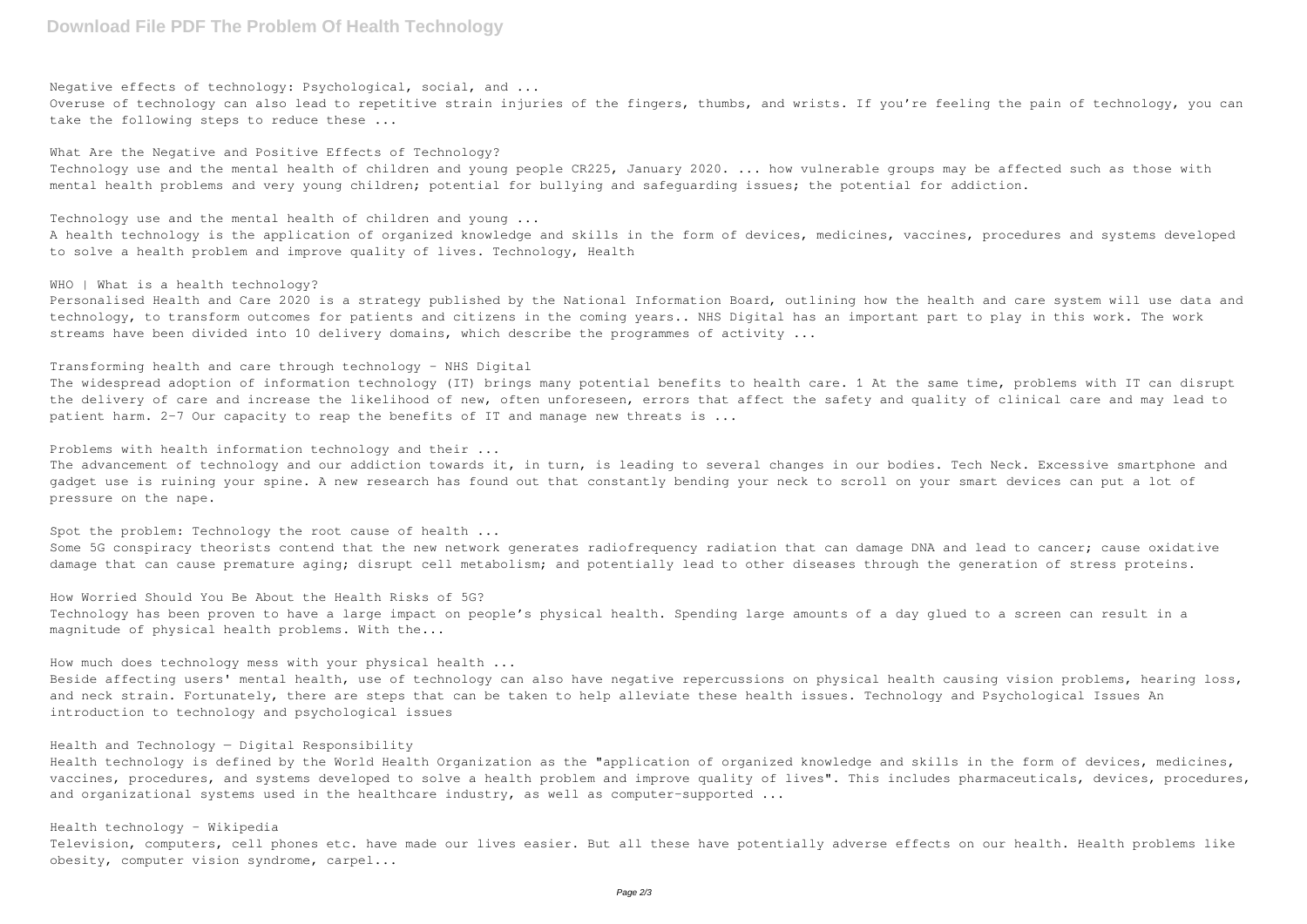Negative effects of technology: Psychological, social, and ...

Overuse of technology can also lead to repetitive strain injuries of the fingers, thumbs, and wrists. If you're feeling the pain of technology, you can take the following steps to reduce these ...

What Are the Negative and Positive Effects of Technology?

Technology use and the mental health of children and young people CR225, January 2020. ... how vulnerable groups may be affected such as those with mental health problems and very young children; potential for bullying and safeguarding issues; the potential for addiction.

Technology use and the mental health of children and young ...

A health technology is the application of organized knowledge and skills in the form of devices, medicines, vaccines, procedures and systems developed to solve a health problem and improve quality of lives. Technology, Health

WHO | What is a health technology?

Personalised Health and Care 2020 is a strategy published by the National Information Board, outlining how the health and care system will use data and technology, to transform outcomes for patients and citizens in the coming years.. NHS Digital has an important part to play in this work. The work streams have been divided into 10 delivery domains, which describe the programmes of activity ...

Transforming health and care through technology - NHS Digital

The widespread adoption of information technology (IT) brings many potential benefits to health care. 1 At the same time, problems with IT can disrupt the delivery of care and increase the likelihood of new, often unforeseen, errors that affect the safety and quality of clinical care and may lead to patient harm. 2–7 Our capacity to reap the benefits of IT and manage new threats is ...

Problems with health information technology and their ...

The advancement of technology and our addiction towards it, in turn, is leading to several changes in our bodies. Tech Neck. Excessive smartphone and gadget use is ruining your spine. A new research has found out that constantly bending your neck to scroll on your smart devices can put a lot of pressure on the nape.

Spot the problem: Technology the root cause of health ...

Some 5G conspiracy theorists contend that the new network generates radiofrequency radiation that can damage DNA and lead to cancer; cause oxidative damage that can cause premature aging; disrupt cell metabolism; and potentially lead to other diseases through the generation of stress proteins.

How Worried Should You Be About the Health Risks of 5G?

Technology has been proven to have a large impact on people's physical health. Spending large amounts of a day glued to a screen can result in a magnitude of physical health problems. With the...

How much does technology mess with your physical health ...

Beside affecting users' mental health, use of technology can also have negative repercussions on physical health causing vision problems, hearing loss, and neck strain. Fortunately, there are steps that can be taken to help alleviate these health issues. Technology and Psychological Issues An introduction to technology and psychological issues

Health and Technology — Digital Responsibility

Health technology is defined by the World Health Organization as the "application of organized knowledge and skills in the form of devices, medicines, vaccines, procedures, and systems developed to solve a health problem and improve quality of lives". This includes pharmaceuticals, devices, procedures, and organizational systems used in the healthcare industry, as well as computer-supported ...

Health technology - Wikipedia

Television, computers, cell phones etc. have made our lives easier. But all these have potentially adverse effects on our health. Health problems like obesity, computer vision syndrome, carpel...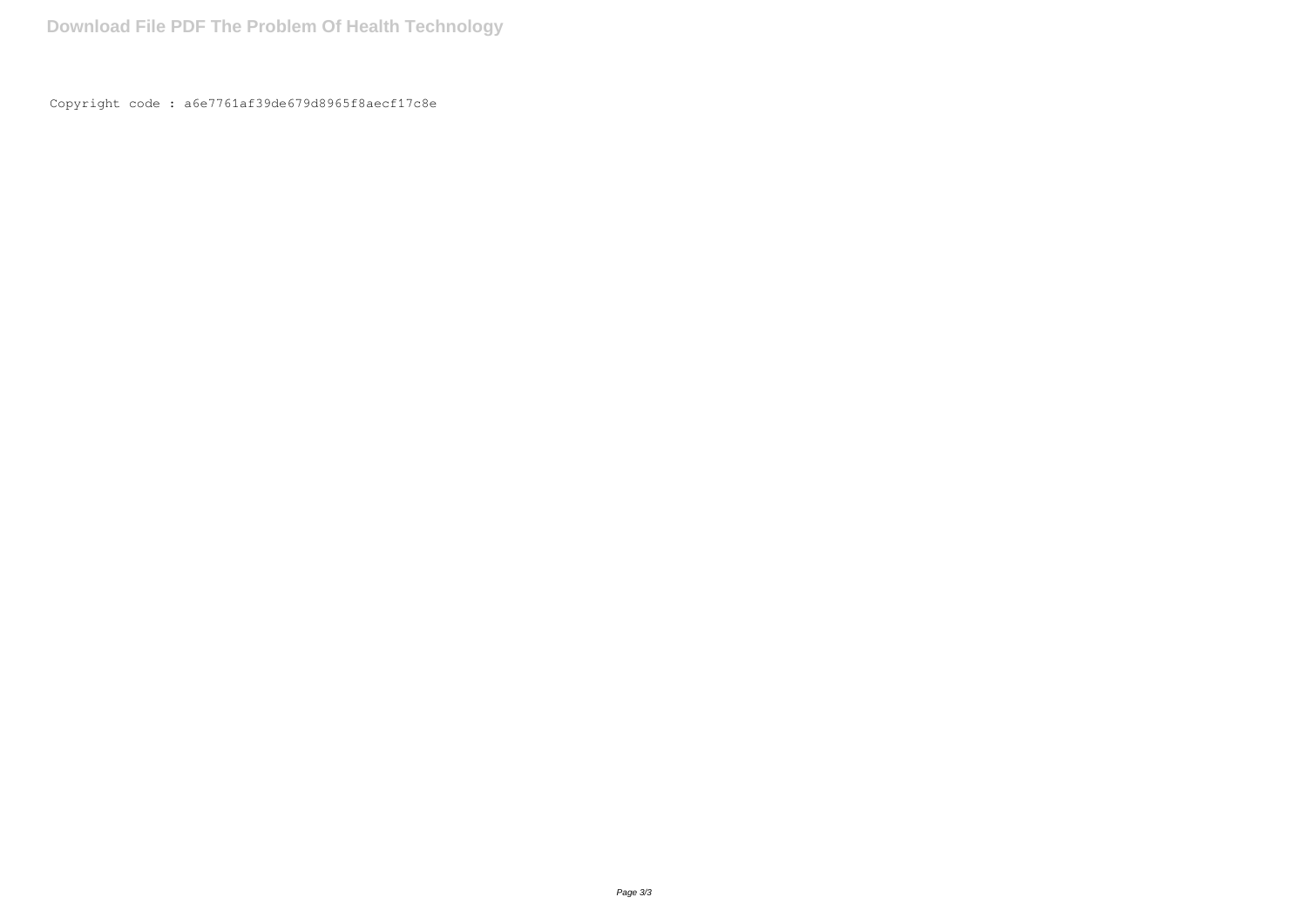Copyright code : a6e7761af39de679d8965f8aecf17c8e